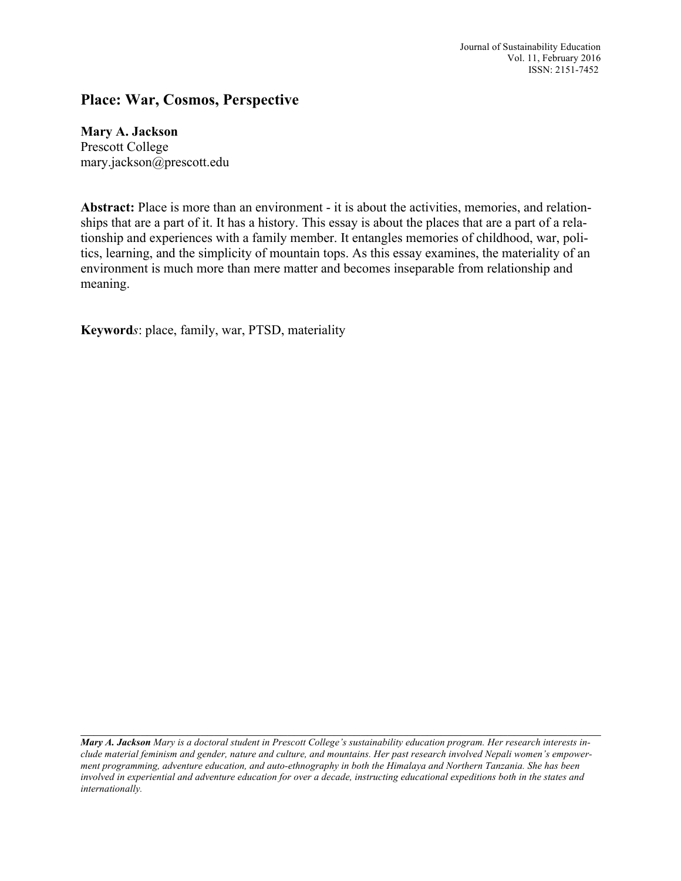# Place: War, Cosmos, Perspective

**Mary A. Jackson**
Prescott College
mary.jackson@prescott.edu

**Abstract:** Place is more than an environment - it is about the activities, memories, and relationships that are a part of it. It has a history. This essay is about the places that are a part of a relationship and experiences with a family member. It entangles memories of childhood, war, politics, learning, and the simplicity of mountain tops. As this essay examines, the materiality of an environment is much more than mere matter and becomes inseparable from relationship and meaning.

**Keywords**: place, family, war, PTSD, materiality

---

***Mary A. Jackson*** *Mary is a doctoral student in Prescott College's sustainability education program. Her research interests include material feminism and gender, nature and culture, and mountains. Her past research involved Nepali women's empowerment programming, adventure education, and auto-ethnography in both the Himalaya and Northern Tanzania. She has been involved in experiential and adventure education for over a decade, instructing educational expeditions both in the states and internationally.*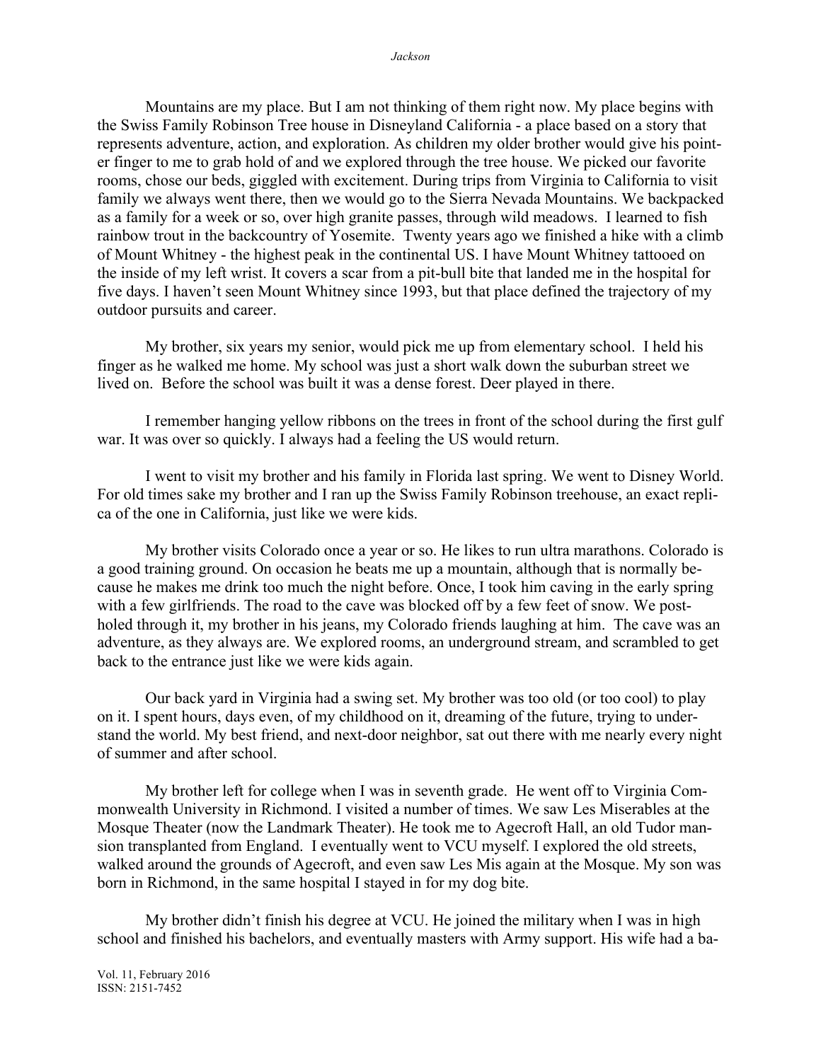Mountains are my place. But I am not thinking of them right now. My place begins with the Swiss Family Robinson Tree house in Disneyland California - a place based on a story that represents adventure, action, and exploration. As children my older brother would give his pointer finger to me to grab hold of and we explored through the tree house. We picked our favorite rooms, chose our beds, giggled with excitement. During trips from Virginia to California to visit family we always went there, then we would go to the Sierra Nevada Mountains. We backpacked as a family for a week or so, over high granite passes, through wild meadows. I learned to fish rainbow trout in the backcountry of Yosemite. Twenty years ago we finished a hike with a climb of Mount Whitney - the highest peak in the continental US. I have Mount Whitney tattooed on the inside of my left wrist. It covers a scar from a pit-bull bite that landed me in the hospital for five days. I haven't seen Mount Whitney since 1993, but that place defined the trajectory of my outdoor pursuits and career.

My brother, six years my senior, would pick me up from elementary school. I held his finger as he walked me home. My school was just a short walk down the suburban street we lived on. Before the school was built it was a dense forest. Deer played in there.

I remember hanging yellow ribbons on the trees in front of the school during the first gulf war. It was over so quickly. I always had a feeling the US would return.

I went to visit my brother and his family in Florida last spring. We went to Disney World. For old times sake my brother and I ran up the Swiss Family Robinson treehouse, an exact replica of the one in California, just like we were kids.

My brother visits Colorado once a year or so. He likes to run ultra marathons. Colorado is a good training ground. On occasion he beats me up a mountain, although that is normally because he makes me drink too much the night before. Once, I took him caving in the early spring with a few girlfriends. The road to the cave was blocked off by a few feet of snow. We postholed through it, my brother in his jeans, my Colorado friends laughing at him. The cave was an adventure, as they always are. We explored rooms, an underground stream, and scrambled to get back to the entrance just like we were kids again.

Our back yard in Virginia had a swing set. My brother was too old (or too cool) to play on it. I spent hours, days even, of my childhood on it, dreaming of the future, trying to understand the world. My best friend, and next-door neighbor, sat out there with me nearly every night of summer and after school.

My brother left for college when I was in seventh grade. He went off to Virginia Commonwealth University in Richmond. I visited a number of times. We saw Les Miserables at the Mosque Theater (now the Landmark Theater). He took me to Agecroft Hall, an old Tudor mansion transplanted from England. I eventually went to VCU myself. I explored the old streets, walked around the grounds of Agecroft, and even saw Les Mis again at the Mosque. My son was born in Richmond, in the same hospital I stayed in for my dog bite.

My brother didn't finish his degree at VCU. He joined the military when I was in high school and finished his bachelors, and eventually masters with Army support. His wife had a ba-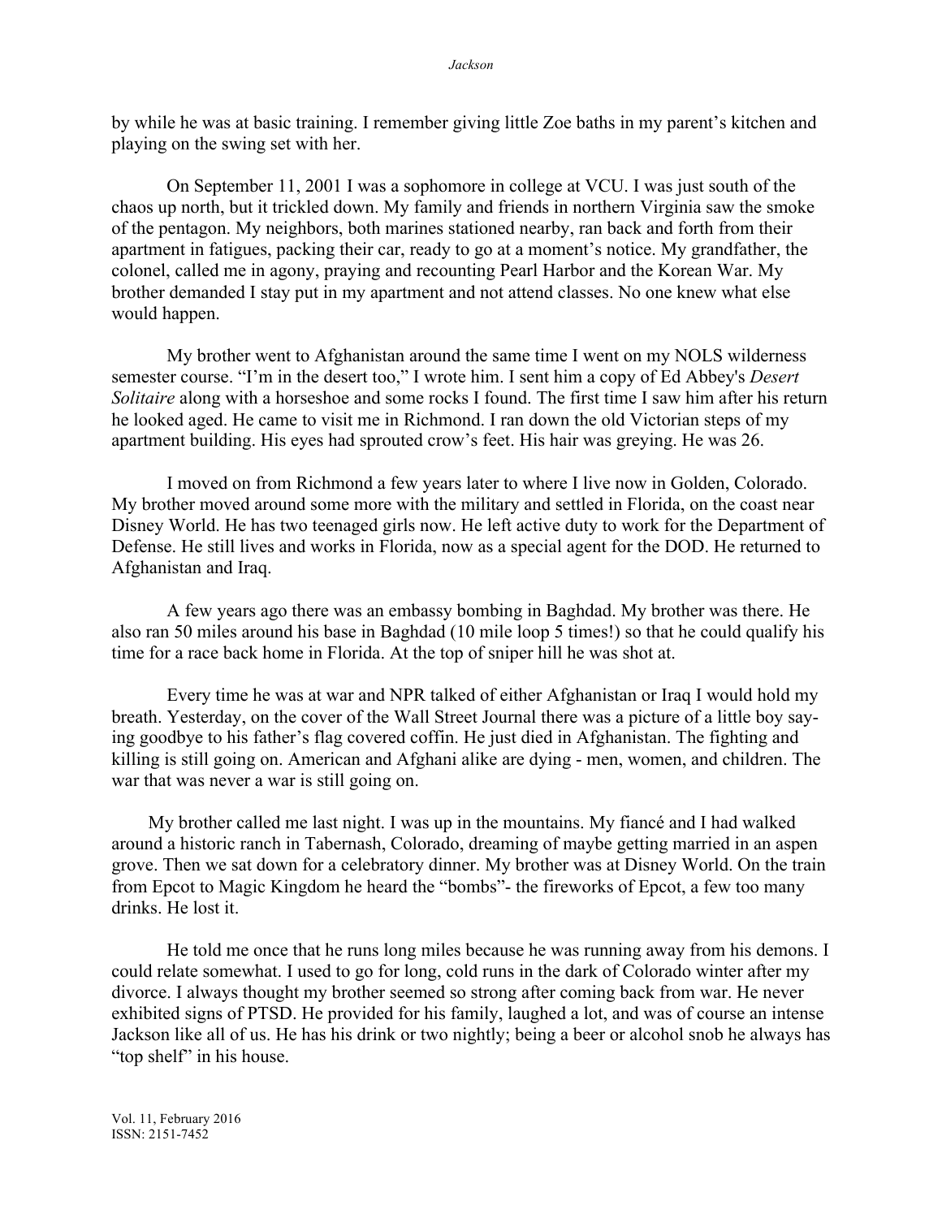by while he was at basic training. I remember giving little Zoe baths in my parent's kitchen and playing on the swing set with her.

On September 11, 2001 I was a sophomore in college at VCU. I was just south of the chaos up north, but it trickled down. My family and friends in northern Virginia saw the smoke of the pentagon. My neighbors, both marines stationed nearby, ran back and forth from their apartment in fatigues, packing their car, ready to go at a moment's notice. My grandfather, the colonel, called me in agony, praying and recounting Pearl Harbor and the Korean War. My brother demanded I stay put in my apartment and not attend classes. No one knew what else would happen.

My brother went to Afghanistan around the same time I went on my NOLS wilderness semester course. "I'm in the desert too," I wrote him. I sent him a copy of Ed Abbey's *Desert Solitaire* along with a horseshoe and some rocks I found. The first time I saw him after his return he looked aged. He came to visit me in Richmond. I ran down the old Victorian steps of my apartment building. His eyes had sprouted crow's feet. His hair was greying. He was 26.

I moved on from Richmond a few years later to where I live now in Golden, Colorado. My brother moved around some more with the military and settled in Florida, on the coast near Disney World. He has two teenaged girls now. He left active duty to work for the Department of Defense. He still lives and works in Florida, now as a special agent for the DOD. He returned to Afghanistan and Iraq.

A few years ago there was an embassy bombing in Baghdad. My brother was there. He also ran 50 miles around his base in Baghdad (10 mile loop 5 times!) so that he could qualify his time for a race back home in Florida. At the top of sniper hill he was shot at.

Every time he was at war and NPR talked of either Afghanistan or Iraq I would hold my breath. Yesterday, on the cover of the Wall Street Journal there was a picture of a little boy saying goodbye to his father's flag covered coffin. He just died in Afghanistan. The fighting and killing is still going on. American and Afghani alike are dying - men, women, and children. The war that was never a war is still going on.

My brother called me last night. I was up in the mountains. My fiancé and I had walked around a historic ranch in Tabernash, Colorado, dreaming of maybe getting married in an aspen grove. Then we sat down for a celebratory dinner. My brother was at Disney World. On the train from Epcot to Magic Kingdom he heard the "bombs"- the fireworks of Epcot, a few too many drinks. He lost it.

He told me once that he runs long miles because he was running away from his demons. I could relate somewhat. I used to go for long, cold runs in the dark of Colorado winter after my divorce. I always thought my brother seemed so strong after coming back from war. He never exhibited signs of PTSD. He provided for his family, laughed a lot, and was of course an intense Jackson like all of us. He has his drink or two nightly; being a beer or alcohol snob he always has "top shelf" in his house.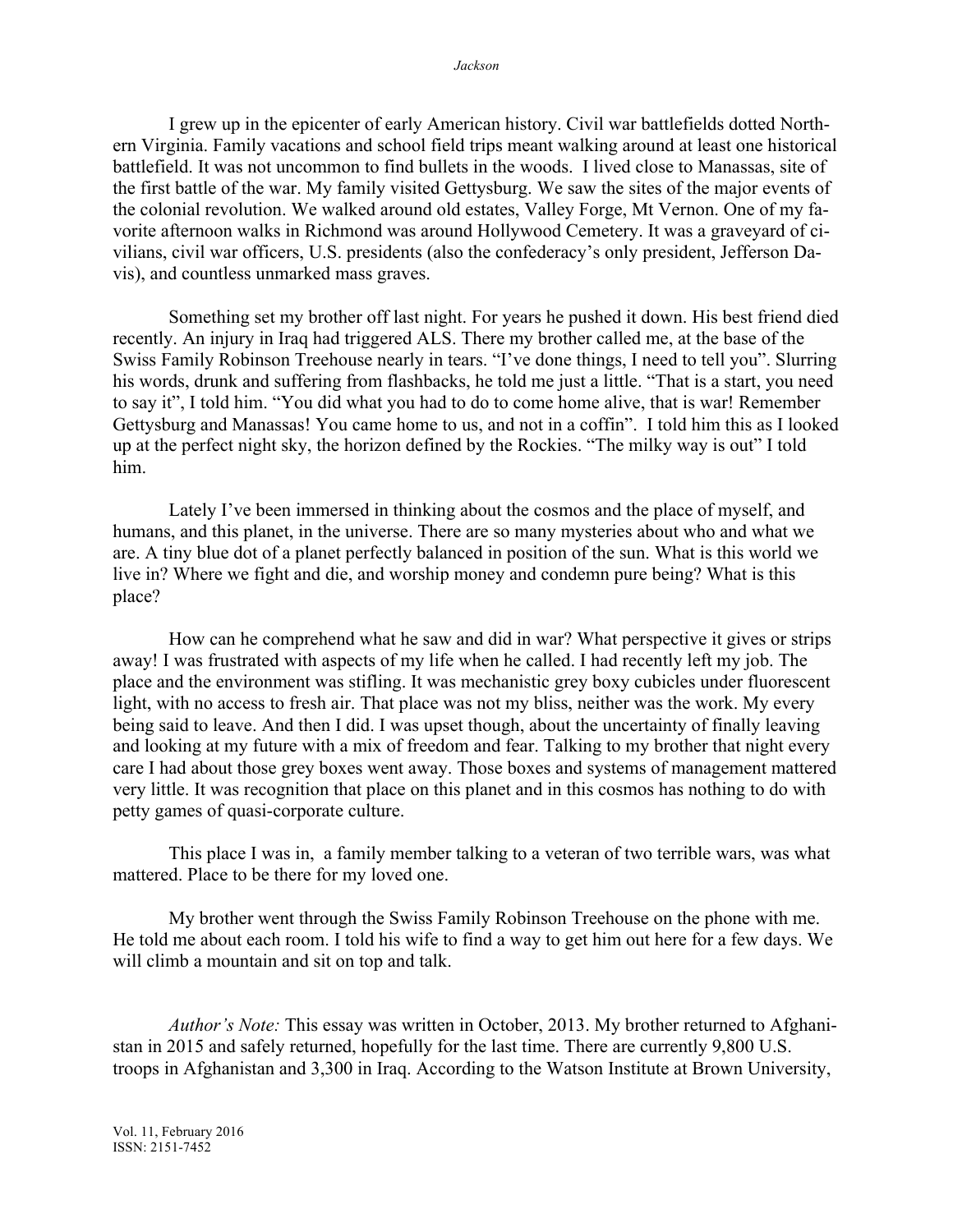I grew up in the epicenter of early American history. Civil war battlefields dotted Northern Virginia. Family vacations and school field trips meant walking around at least one historical battlefield. It was not uncommon to find bullets in the woods. I lived close to Manassas, site of the first battle of the war. My family visited Gettysburg. We saw the sites of the major events of the colonial revolution. We walked around old estates, Valley Forge, Mt Vernon. One of my favorite afternoon walks in Richmond was around Hollywood Cemetery. It was a graveyard of civilians, civil war officers, U.S. presidents (also the confederacy's only president, Jefferson Davis), and countless unmarked mass graves.

Something set my brother off last night. For years he pushed it down. His best friend died recently. An injury in Iraq had triggered ALS. There my brother called me, at the base of the Swiss Family Robinson Treehouse nearly in tears. "I've done things, I need to tell you". Slurring his words, drunk and suffering from flashbacks, he told me just a little. "That is a start, you need to say it", I told him. "You did what you had to do to come home alive, that is war! Remember Gettysburg and Manassas! You came home to us, and not in a coffin". I told him this as I looked up at the perfect night sky, the horizon defined by the Rockies. "The milky way is out" I told him.

Lately I've been immersed in thinking about the cosmos and the place of myself, and humans, and this planet, in the universe. There are so many mysteries about who and what we are. A tiny blue dot of a planet perfectly balanced in position of the sun. What is this world we live in? Where we fight and die, and worship money and condemn pure being? What is this place?

How can he comprehend what he saw and did in war? What perspective it gives or strips away! I was frustrated with aspects of my life when he called. I had recently left my job. The place and the environment was stifling. It was mechanistic grey boxy cubicles under fluorescent light, with no access to fresh air. That place was not my bliss, neither was the work. My every being said to leave. And then I did. I was upset though, about the uncertainty of finally leaving and looking at my future with a mix of freedom and fear. Talking to my brother that night every care I had about those grey boxes went away. Those boxes and systems of management mattered very little. It was recognition that place on this planet and in this cosmos has nothing to do with petty games of quasi-corporate culture.

This place I was in, a family member talking to a veteran of two terrible wars, was what mattered. Place to be there for my loved one.

My brother went through the Swiss Family Robinson Treehouse on the phone with me. He told me about each room. I told his wife to find a way to get him out here for a few days. We will climb a mountain and sit on top and talk.

*Author's Note:* This essay was written in October, 2013. My brother returned to Afghanistan in 2015 and safely returned, hopefully for the last time. There are currently 9,800 U.S. troops in Afghanistan and 3,300 in Iraq. According to the Watson Institute at Brown University,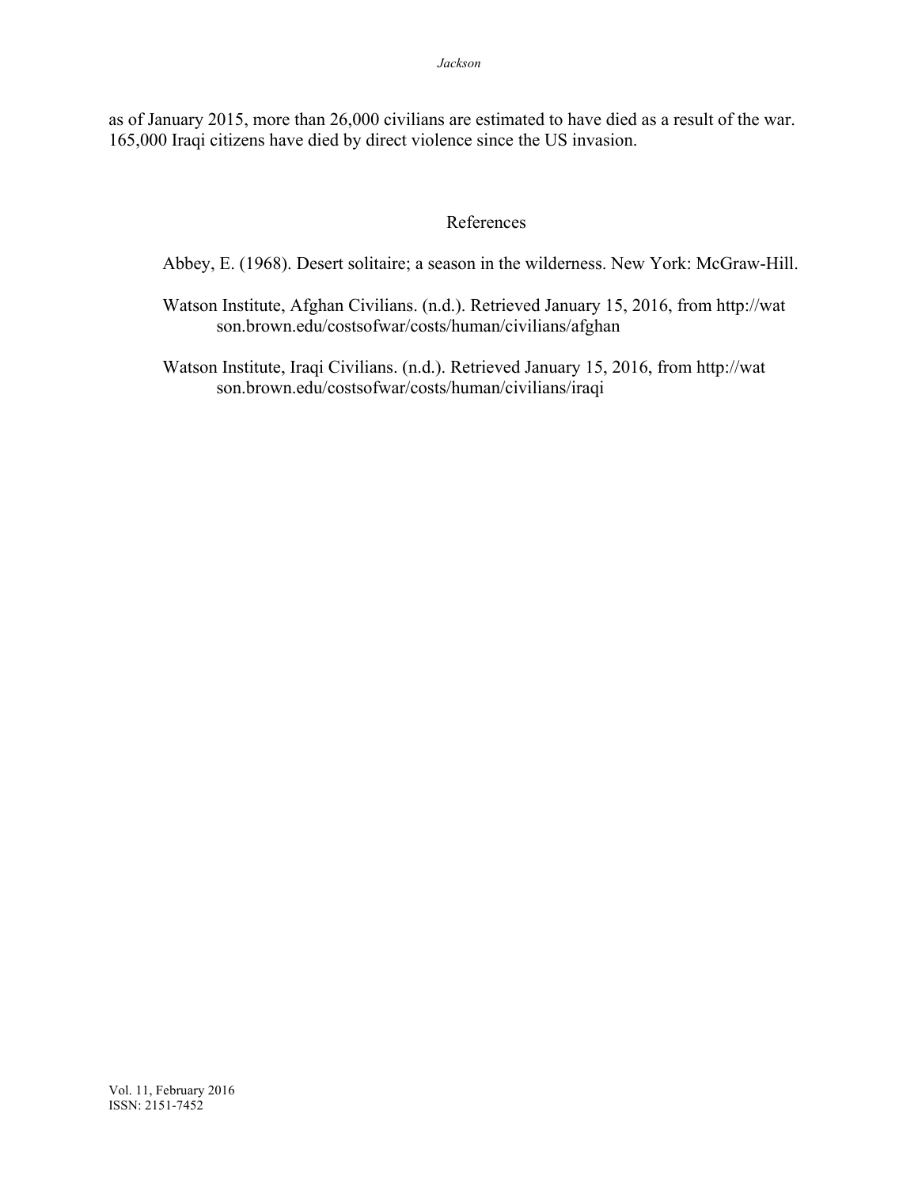as of January 2015, more than 26,000 civilians are estimated to have died as a result of the war. 165,000 Iraqi citizens have died by direct violence since the US invasion.

## References

Abbey, E. (1968). Desert solitaire; a season in the wilderness. New York: McGraw-Hill.

Watson Institute, Afghan Civilians. (n.d.). Retrieved January 15, 2016, from http://watson.brown.edu/costsofwar/costs/human/civilians/afghan

Watson Institute, Iraqi Civilians. (n.d.). Retrieved January 15, 2016, from http://watson.brown.edu/costsofwar/costs/human/civilians/iraqi